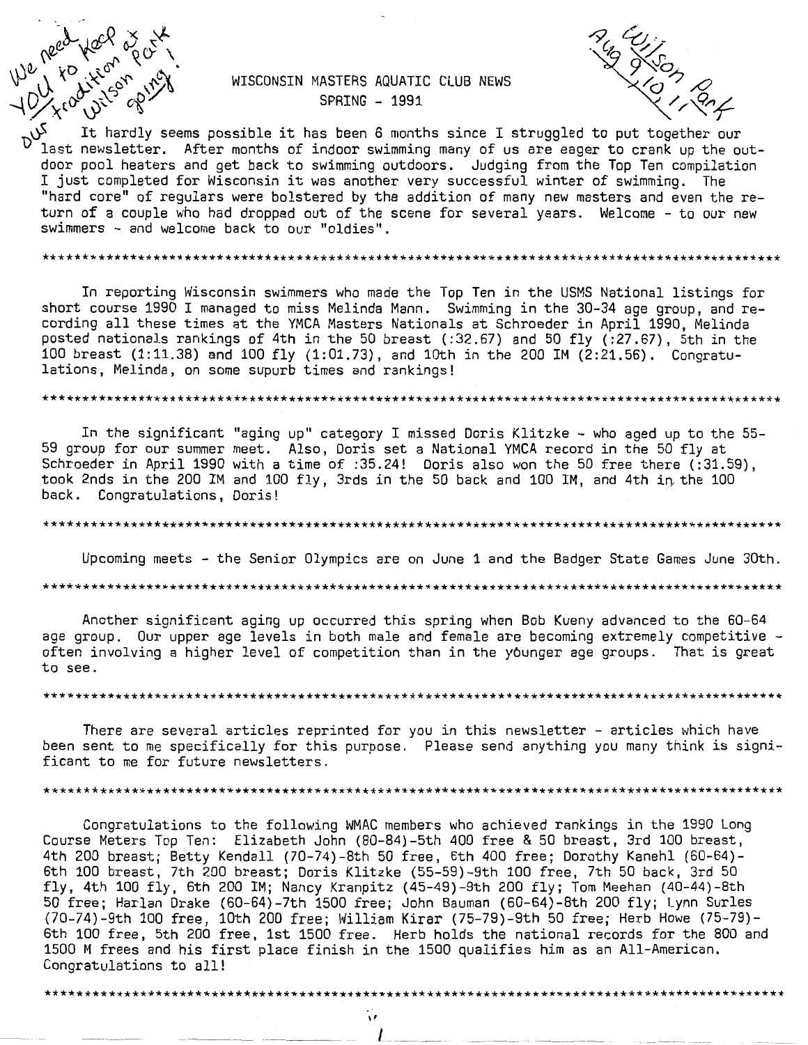We need YOU to keep our tradition at Wilson Park going!

Aug 9 10 11 Wilson Park

# WISCONSIN MASTERS AQUATIC CLUB NEWS

## SPRING - 1991

It hardly seems possible it has been 6 months since I struggled to put together our last newsletter. After months of indoor swimming many of us are eager to crank up the outdoor pool heaters and get back to swimming outdoors. Judging from the Top Ten compilation I just completed for Wisconsin it was another very successful winter of swimming. The "hard core" of regulars were bolstered by the addition of many new masters and even the return of a couple who had dropped out of the scene for several years. Welcome - to our new swimmers - and welcome back to our "oldies".

*******************************************************************************************

In reporting Wisconsin swimmers who made the Top Ten in the USMS National listings for short course 1990 I managed to miss Melinda Mann. Swimming in the 30-34 age group, and recording all these times at the YMCA Masters Nationals at Schroeder in April 1990, Melinda posted nationals rankings of 4th in the 50 breast (:32.67) and 50 fly (:27.67), 5th in the 100 breast (1:11.38) and 100 fly (1:01.73), and 10th in the 200 IM (2:21.56). Congratulations, Melinda, on some supurb times and rankings!

*******************************************************************************************

In the significant "aging up" category I missed Doris Klitzke - who aged up to the 55-59 group for our summer meet. Also, Doris set a National YMCA record in the 50 fly at Schroeder in April 1990 with a time of :35.24! Doris also won the 50 free there (:31.59), took 2nds in the 200 IM and 100 fly, 3rds in the 50 back and 100 IM, and 4th in the 100 back. Congratulations, Doris!

*******************************************************************************************

Upcoming meets - the Senior Olympics are on June 1 and the Badger State Games June 30th.

*******************************************************************************************

Another significant aging up occurred this spring when Bob Kueny advanced to the 60-64 age group. Our upper age levels in both male and female are becoming extremely competitive - often involving a higher level of competition than in the younger age groups. That is great to see.

*******************************************************************************************

There are several articles reprinted for you in this newsletter - articles which have been sent to me specifically for this purpose. Please send anything you many think is significant to me for future newsletters.

*******************************************************************************************

Congratulations to the following WMAC members who achieved rankings in the 1990 Long Course Meters Top Ten: Elizabeth John (80-84)-5th 400 free & 50 breast, 3rd 100 breast, 4th 200 breast; Betty Kendall (70-74)-8th 50 free, 6th 400 free; Dorothy Kanehl (60-64)-6th 100 breast, 7th 200 breast; Doris Klitzke (55-59)-9th 100 free, 7th 50 back, 3rd 50 fly, 4th 100 fly, 6th 200 IM; Nancy Kranpitz (45-49)-9th 200 fly; Tom Meehan (40-44)-8th 50 free; Harlan Drake (60-64)-7th 1500 free; John Bauman (60-64)-8th 200 fly; Lynn Surles (70-74)-9th 100 free, 10th 200 free; William Kirar (75-79)-9th 50 free; Herb Howe (75-79)-6th 100 free, 5th 200 free, 1st 1500 free. Herb holds the national records for the 800 and 1500 M frees and his first place finish in the 1500 qualifies him as an All-American. Congratulations to all!

*******************************************************************************************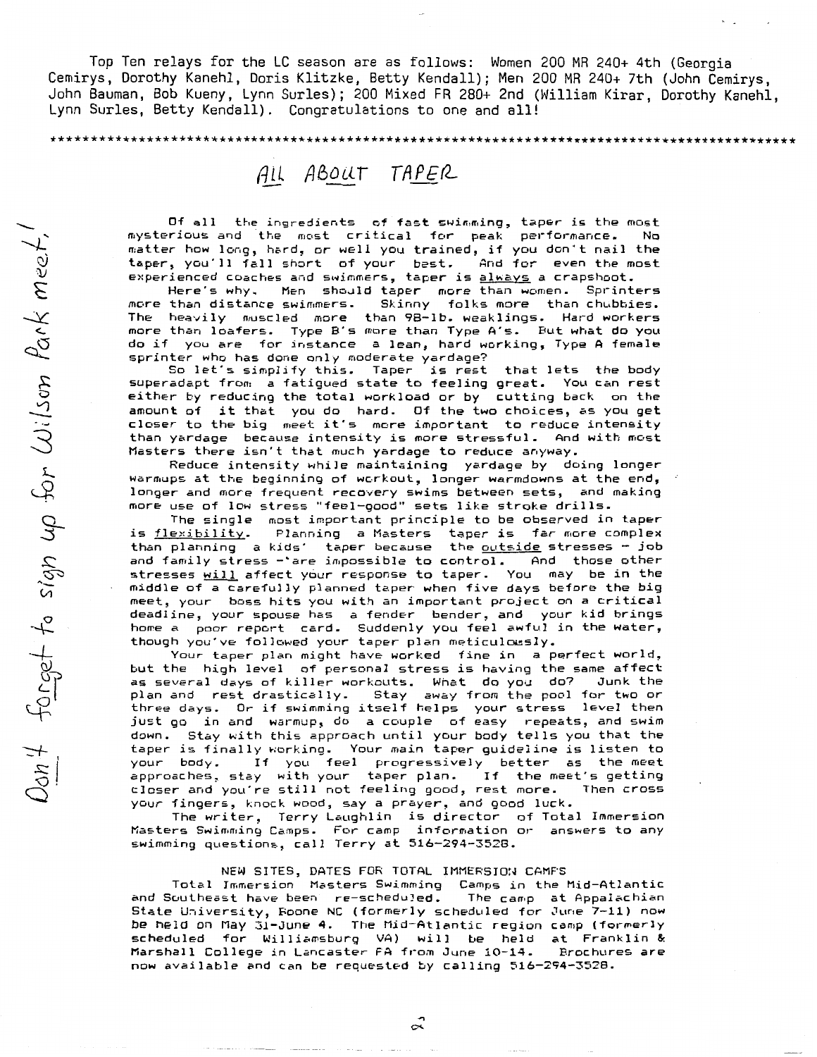Top Ten relays for the LC season are as follows: Women 200 MR 240+ 4th (Georgia Cemirys, Dorothy Kanehl, Doris Klitzke, Betty Kendall); Men 200 MR 240+ 7th (John Cemirys, John Bauman, Bob Kueny, Lynn Surles); 200 Mixed FR 280+ 2nd (William Kirar, Dorothy Kanehl, Lynn Surles, Betty Kendall). Congratulations to one and all!

*****************************************************************************************

## All About Taper

*Don't forget to sign up for Wilson Park meet!*

Of all the ingredients of fast swimming, taper is the most mysterious and the most critical for peak performance. No matter how long, hard, or well you trained, if you don't nail the taper, you'll fall short of your best. And for even the most experienced coaches and swimmers, taper is <u>always</u> a crapshoot.

Here's why. Men should taper more than women. Sprinters more than distance swimmers. Skinny folks more than chubbies. The heavily muscled more than 98-lb. weaklings. Hard workers more than loafers. Type B's more than Type A's. But what do you do if you are for instance a lean, hard working, Type A female sprinter who has done only moderate yardage?

So let's simplify this. Taper is rest that lets the body superadapt from a fatigued state to feeling great. You can rest either by reducing the total workload or by cutting back on the amount of it that you do hard. Of the two choices, as you get closer to the big meet it's more important to reduce intensity than yardage because intensity is more stressful. And with most Masters there isn't that much yardage to reduce anyway.

Reduce intensity while maintaining yardage by doing longer warmups at the beginning of workout, longer warmdowns at the end, longer and more frequent recovery swims between sets, and making more use of low stress "feel-good" sets like stroke drills.

The single most important principle to be observed in taper is <u>flexibility</u>. Planning a Masters taper is far more complex than planning a kids' taper because the <u>outside</u> stresses - job and family stress -'are impossible to control. And those other stresses <u>will</u> affect your response to taper. You may be in the middle of a carefully planned taper when five days before the big meet, your boss hits you with an important project on a critical deadline, your spouse has a fender bender, and your kid brings home a poor report card. Suddenly you feel awful in the water, though you've followed your taper plan meticulously.

Your taper plan might have worked fine in a perfect world, but the high level of personal stress is having the same affect as several days of killer workouts. What do you do? Junk the plan and rest drastically. Stay away from the pool for two or three days. Or if swimming itself helps your stress level then just go in and warmup, do a couple of easy repeats, and swim down. Stay with this approach until your body tells you that the taper is finally working. Your main taper guideline is listen to your body. If you feel progressively better as the meet approaches, stay with your taper plan. If the meet's getting closer and you're still not feeling good, rest more. Then cross your fingers, knock wood, say a prayer, and good luck.

The writer, Terry Laughlin is director of Total Immersion Masters Swimming Camps. For camp information or answers to any swimming questions, call Terry at 516-294-3528.

### NEW SITES, DATES FOR TOTAL IMMERSION CAMPS

Total Immersion Masters Swimming Camps in the Mid-Atlantic and Southeast have been re-scheduled. The camp at Appalachian State University, Boone NC (formerly scheduled for June 7-11) now be held on May 31-June 4. The Mid-Atlantic region camp (formerly scheduled for Williamsburg VA) will be held at Franklin & Marshall College in Lancaster PA from June 10-14. Brochures are now available and can be requested by calling 516-294-3528.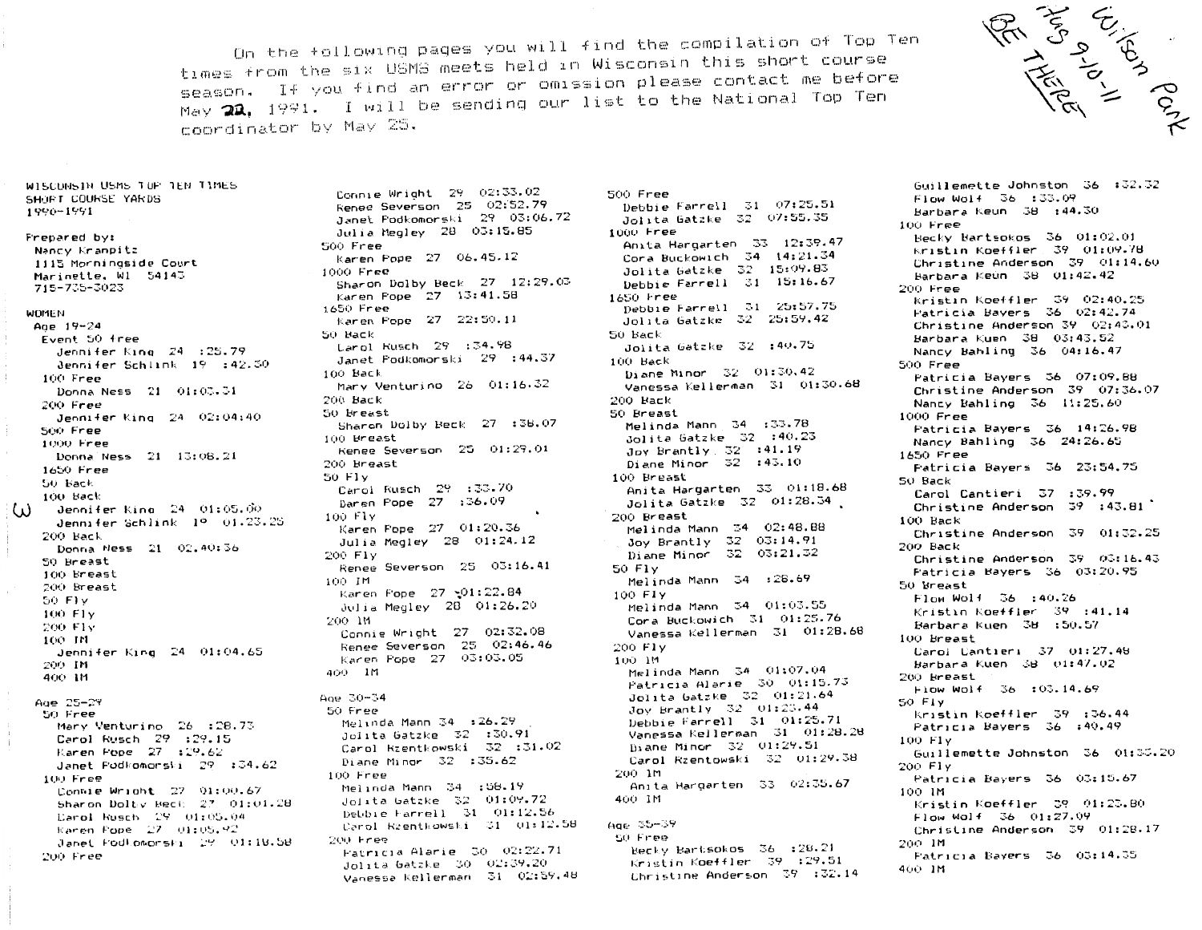On the following pages you will find the compilation of Top Ten times from the six USMS meets held in Wisconsin this short course season. If you find an error or omission please contact me before May 22, 1991. I will be sending our list to the National Top Ten coordinator by May 25.

Wilson Park
Aug 9-10-11
BE THERE

WISCONSIN USMS TOP TEN TIMES
SHORT COURSE YARDS
1990-1991

Prepared by:
Nancy Kranpitz
1115 Morningside Court
Marinette, WI 54143
715-735-3023

WOMEN

Age 19-24

Event 50 free
Jennifer King 24 :25.79
Jennifer Schlink 19 :42.30

100 Free
Donna Ness 21 01:03.31

200 Free
Jennifer King 24 02:04:40

500 Free

1000 Free
Donna Ness 21 13:08.21

1650 Free

50 Back

100 Back
Jennifer King 24 01:05.00
Jennifer Schlink 19 01.23.25

200 Back
Donna Ness 21 02.40:36

50 Breast

100 Breast

200 Breast

50 Fly

100 Fly

200 Fly

100 IM
Jennifer King 24 01:04.65

200 IM

400 IM

Age 25-29

50 Free
Mary Venturino 26 :28.73
Carol Rusch 29 :29.15
Karen Pope 27 :29.62
Janet Podkomorski 29 :34.62

100 Free
Connie Wright 27 01:00.67
Sharon Dolby Beck 27 01:01.28
Carol Rusch 29 01:05.04
Karen Pope 27 01:05.92
Janet Podkomorski 29 01:10.58

200 Free
Connie Wright 29 02:33.02
Renee Severson 25 02:52.79
Janet Podkomorski 29 03:06.72
Julia Megley 28 03:15.85

500 Free
Karen Pope 27 06.45.12

1000 Free
Sharon Dolby Beck 27 12:29.03
Karen Pope 27 13:41.58

1650 Free
Karen Pope 27 22:50.11

50 Back
Carol Rusch 29 :34.98
Janet Podkomorski 29 :44.37

100 Back
Mary Venturino 26 01:16.32

200 Back

50 Breast
Sharon Dolby Beck 27 :38.07

100 Breast
Renee Severson 25 01:29.01

200 Breast

50 Fly
Carol Rusch 29 :33.70
Daren Pope 27 :36.09

100 Fly
Karen Pope 27 01:20.36
Julia Megley 28 01:24.12

200 Fly
Renee Severson 25 03:16.41

100 IM
Karen Pope 27 01:22.84
Julia Megley 28 01:26.20

200 IM
Connie Wright 27 02:32.08
Renee Severson 25 02:46.46
Karen Pope 27 03:03.05

400 IM

Age 30-34

50 Free
Melinda Mann 34 :26.29
Jolita Gatzke 32 :30.91
Carol Rzentkowski 32 :31.02
Diane Minor 32 :35.62

100 Free
Melinda Mann 34 :58.19
Jolita Gatzke 32 01:09.72
Debbie Farrell 31 01:12.56
Carol Rzentkowski 31 01:12.58

200 Free
Patricia Alarie 30 02:22.71
Jolita Gatzke 30 02:39.20
Vanessa Kellerman 31 02:59.48

500 Free
Debbie Farrell 31 07:25.51
Jolita Gatzke 32 07:55.35

1000 Free
Anita Hargarten 33 12:39.47
Cora Buckowich 34 14:21.34
Jolita Gatzke 32 15:09.83
Debbie Farrell 31 15:16.67

1650 Free
Debbie Farrell 31 25:57.75
Jolita Gatzke 32 25:59.42

50 Back
Jolita Gatzke 32 :40.75

100 Back
Diane Minor 32 01:30.42
Vanessa Kellerman 31 01:30.68

200 Back

50 Breast
Melinda Mann 34 :33.78
Jolita Gatzke 32 :40.23
Joy Brantly 32 :41.19
Diane Minor 32 :43.10

100 Breast
Anita Hargarten 33 01:18.68
Jolita Gatzke 32 01:28.34

200 Breast
Melinda Mann 34 02:48.88
Joy Brantly 32 03:14.91
Diane Minor 32 03:21.32

50 Fly
Melinda Mann 34 :28.69

100 Fly
Melinda Mann 34 01:03.55
Cora Buckowich 31 01:25.76
Vanessa Kellerman 31 01:28.68

200 Fly

100 IM
Melinda Mann 34 01:07.04
Patricia Alarie 30 01:15.73
Jolita Gatzke 32 01:21.64
Joy Brantly 32 01:23.44
Debbie Farrell 31 01:25.71
Vanessa Kellerman 31 01:28.28
Diane Minor 32 01:29.51
Carol Rzentowski 32 01:29.38

200 IM
Anita Hargarten 33 02:35.67

400 IM

Age 35-39

50 Free
Becky Bartsokos 36 :28.21
Kristin Koeffler 39 :29.51
Christine Anderson 39 :32.14
Guillemette Johnston 36 :32.32
Flow Wolf 36 :33.09
Barbara Keun 38 :44.30

100 Free
Becky Bartsokos 36 01:02.01
Kristin Koeffler 39 01:09.78
Christine Anderson 39 01:14.60
Barbara Keun 38 01:42.42

200 Free
Kristin Koeffler 39 02:40.25
Patricia Bayers 36 02:42.74
Christine Anderson 39 02:43.01
Barbara Kuen 38 03:43.52
Nancy Bahling 36 04:16.47

500 Free
Patricia Bayers 36 07:09.88
Christine Anderson 39 07:36.07
Nancy Bahling 36 11:25.60

1000 Free
Patricia Bayers 36 14:26.98
Nancy Bahling 36 24:26.65

1650 Free
Patricia Bayers 36 23:54.75

50 Back
Carol Cantieri 37 :39.99
Christine Anderson 39 :43.81

100 Back
Christine Anderson 39 01:32.25

200 Back
Christine Anderson 39 03:16.43
Patricia Bayers 36 03:20.95

50 Breast
Flow Wolf 36 :40.26
Kristin Koeffler 39 :41.14
Barbara Kuen 38 :50.57

100 Breast
Carol Cantieri 37 01:27.48
Barbara Kuen 38 01:47.02

200 Breast
Flow Wolf 36 :03.14.69

50 Fly
Kristin Koeffler 39 :36.44
Patricia Bayers 36 :40.49

100 Fly
Guillemette Johnston 36 01:33.20

200 Fly
Patricia Bayers 36 03:15.67

100 IM
Kristin Koeffler 39 01:23.80
Flow Wolf 36 01:27.09
Christine Anderson 39 01:28.17

200 IM
Patricia Bayers 36 03:14.35

400 IM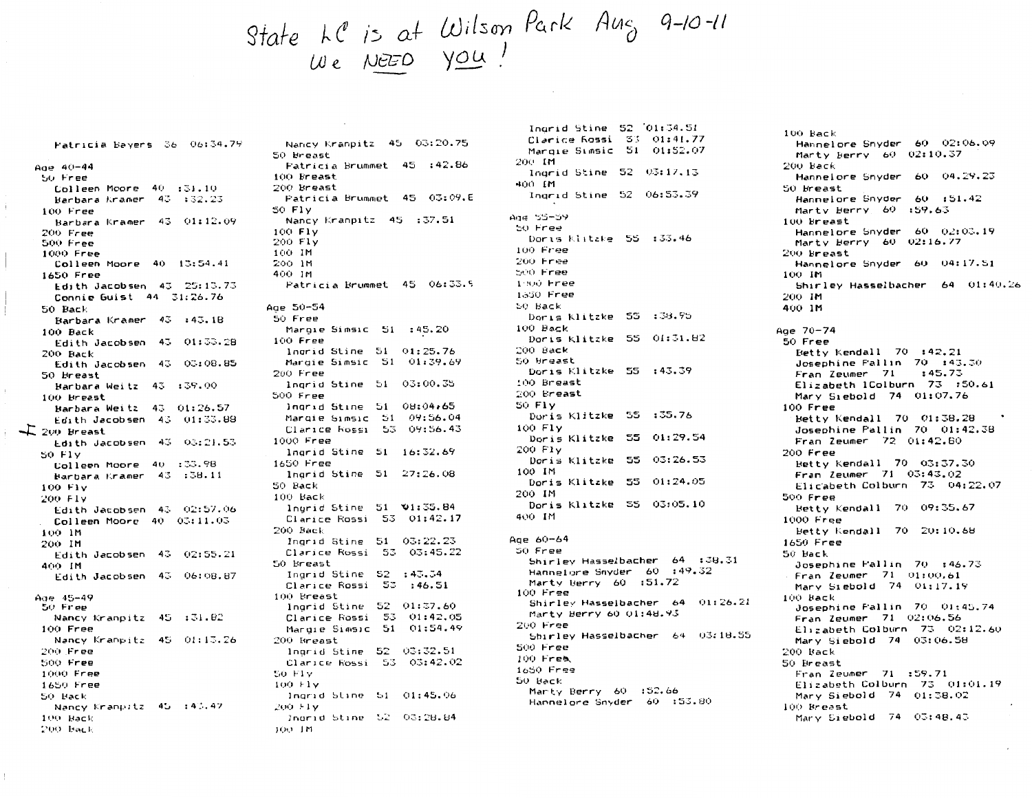State LC is at Wilson Park Aug 9-10-11
We NEED YOU!

Patricia Beyers 36 06:34.79

## Age 40-44

50 Free
- Colleen Moore 40 :31.10
- Barbara Kramer 43 :32.23

100 Free
- Barbara Kramer 43 01:12.09

200 Free

500 Free

1000 Free
- Colleen Moore 40 13:54.41

1650 Free
- Edith Jacobsen 43 25:13.73
- Connie Guist 44 31:26.76

50 Back
- Barbara Kramer 43 :43.18

100 Back
- Edith Jacobsen 43 01:33.28

200 Back
- Edith Jacobsen 43 03:08.85

50 Breast
- Barbara Weitz 43 :39.00

100 Breast
- Barbara Weitz 43 01:26.57
- Edith Jacobsen 43 01:33.88

200 Breast
- Edith Jacobsen 43 03:21.53

50 Fly
- Colleen Moore 40 :33.98
- Barbara Kramer 43 :38.11

100 Fly

200 Fly
- Edith Jacobsen 43 02:57.06
- Colleen Moore 40 03:11.03

100 IM

200 IM
- Edith Jacobsen 43 02:55.21

400 IM
- Edith Jacobsen 43 06:08.87

## Age 45-49

50 Free
- Nancy Kranpitz 45 :31.82

100 Free
- Nancy Kranpitz 45 01:13.26

200 Free

500 Free

1000 Free

1650 Free

50 Back
- Nancy Kranpitz 45 :43.47

100 Back

200 Back
- Nancy Kranpitz 45 03:20.75

50 Breast
- Patricia Brummet 45 :42.86

100 Breast

200 Breast
- Patricia Brummet 45 03:09.E

50 Fly
- Nancy Kranpitz 45 :37.51

100 Fly

200 Fly

100 IM

200 IM

400 IM
- Patricia Brummet 45 06:33.5

## Age 50-54

50 Free
- Margie Simsic 51 :45.20

100 Free
- Ingrid Stine 51 01:25.76
- Margie Simsic 51 01:39.69

200 Free
- Ingrid Stine 51 03:00.35

500 Free
- Ingrid Stine 51 08:04.65
- Margie Simsic 51 09:56.04
- Clarice Rossi 53 09:56.43

1000 Free
- Ingrid Stine 51 16:32.69

1650 Free
- Ingrid Stine 51 27:26.08

50 Back

100 Back
- Ingrid Stine 51 01:35.84
- Clarice Rossi 53 01:42.17

200 Back
- Ingrid Stine 51 03:22.23
- Clarice Rossi 53 03:45.22

50 Breast
- Ingrid Stine 52 :43.34
- Clarice Rossi 53 :46.51

100 Breast
- Ingrid Stine 52 01:37.60
- Clarice Rossi 53 01:42.05
- Margie Simsic 51 01:54.49

200 Breast
- Ingrid Stine 52 03:32.51
- Clarice Rossi 53 03:42.02

50 Fly

100 Fly
- Ingrid Stine 51 01:45.06

200 Fly
- Ingrid Stine 52 03:28.84

100 IM
- Ingrid Stine 52 01:34.51
- Clarice Rossi 53 01:41.77
- Margie Simsic 51 01:52.07

200 IM
- Ingrid Stine 52 03:17.13

400 IM
- Ingrid Stine 52 06:53.39

## Age 55-59

50 Free
- Doris Klitzke 55 :33.46

100 Free

200 Free

500 Free

1000 Free

1650 Free

50 Back
- Doris Klitzke 55 :38.95

100 Back
- Doris Klitzke 55 01:31.82

200 Back

50 Breast
- Doris Klitzke 55 :43.39

100 Breast

200 Breast

50 Fly
- Doris Klitzke 55 :35.76

100 Fly
- Doris Klitzke 55 01:29.54

200 Fly
- Doris Klitzke 55 03:26.53

100 IM
- Doris Klitzke 55 01:24.05

200 IM
- Doris Klitzke 55 03:05.10

400 IM

## Age 60-64

50 Free
- Shirley Hasselbacher 64 :38.31
- Hannelore Snyder 60 :49.32
- Marty Berry 60 :51.72

100 Free
- Shirley Hasselbacher 64 01:26.21
- Marty Berry 60 01:48.93

200 Free
- Shirley Hasselbacher 64 03:18.55

500 Free

1000 Free

1650 Free

50 Back
- Marty Berry 60 :52.66
- Hannelore Snyder 60 :53.80

100 Back
- Hannelore Snyder 60 02:06.09
- Marty Berry 60 02:10.37

200 Back
- Hannelore Snyder 60 04.29.23

50 Breast
- Hannelore Snyder 60 :51.42
- Marty Berry 60 :59.63

100 Breast
- Hannelore Snyder 60 02:03.19
- Marty Berry 60 02:16.77

200 Breast
- Hannelore Snyder 60 04:17.51

100 IM
- Shirley Hasselbacher 64 01:40.26

200 IM

400 IM

## Age 70-74

50 Free
- Betty Kendall 70 :42.21
- Josephine Pallin 70 :43.30
- Fran Zeumer 71 :45.73
- Elizabeth lColburn 73 :50.61
- Mary Siebold 74 01:07.76

100 Free
- Betty Kendall 70 01:38.28
- Josephine Pallin 70 01:42.38
- Fran Zeumer 72 01:42.80

200 Free
- Betty Kendall 70 03:37.30
- Fran Zeumer 71 03:43.02
- Elizabeth Colburn 73 04:22.07

500 Free
- Betty Kendall 70 09:35.67

1000 Free
- Betty Kendall 70 20:10.68

1650 Free

50 Back
- Josephine Pallin 70 :46.73
- Fran Zeumer 71 01:00.61
- Mary Siebold 74 01:17.19

100 Back
- Josephine Pallin 70 01:45.74
- Fran Zeumer 71 02:06.56
- Elizabeth Colburn 73 02:12.60
- Mary Siebold 74 03:06.58

200 Back

50 Breast
- Fran Zeumer 71 :59.71
- Elizabeth Colburn 73 01:01.19
- Mary Siebold 74 01:38.02

100 Breast
- Mary Siebold 74 03:48.43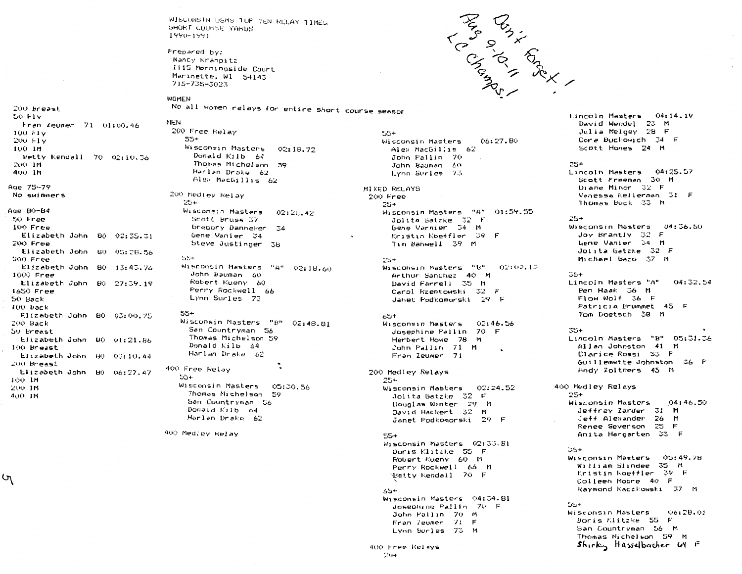200 Breast
50 Fly
  Fran Zeumer  71  01:00.46
100 Fly
200 Fly
100 IM
  Betty Kendall  70  02:10.36
200 IM
400 IM

Age 75-79
No swimmers

Age 80-84
50 Free
100 Free
  Elizabeth John  80  02:35.31
200 Free
  Elizabeth John  80  05:28.56
500 Free
  Elizabeth John  80  13:43.76
1000 Free
  Elizabeth John  80  27:39.19
1650 Free
50 Back
100 Back
  Elizabeth John  80  03:00.75
200 Back
50 Breast
  Elizabeth John  80  01:21.86
100 Breast
  Elizabeth John  80  03:10.44
200 Breast
  Elizabeth John  80  06:27.47
100 IM
200 IM
400 IM

WISCONSIN USMS TOP TEN RELAY TIMES
SHORT COURSE YARDS
1990-1991

Prepared by:
Nancy Kranpitz
1115 Morningside Court
Marinette, WI  54143
715-735-3023

Don't forget! Aug 9-10-11 LC Champs!

WOMEN
No all women relays for entire short course season

MEN
200 Free Relay
  55+
  Wisconsin Masters  02:18.72
    Donald Kilb  64
    Thomas Michelson  59
    Harlan Drake  62
    Alex MacGillis  62

200 Medley Relay
  25+
  Wisconsin Masters  02:28.42
    Scott Bruss  37
    Gregory Danneker  34
    Gene Vanier  34
    Steve Justinger  38

  55+
  Wisconsin Masters "A"  02:18.60
    John Bauman  60
    Robert Kueny  60
    Perry Rockwell  66
    Lynn Surles  73

  55+
  Wisconsin Masters "B"  02:48.81
    San Countryman  56
    Thomas Michelson  59
    Donald Kilb  64
    Harlan Drake  62

400 Free Relay
  55+
  Wisconsin Masters  05:30.56
    Thomas Michelson  59
    San Countryman  56
    Donald Kilb  64
    Harlan Drake  62

400 Medley Relay
  55+
  Wisconsin Masters  06:27.80
    Alex MacGillis  62
    John Pallin  70
    John Bauman  60
    Lynn Surles  73

MIXED RELAYS
200 Free
  25+
  Wisconsin Masters "A"  01:59.55
    Jolita Gatzke  32  F
    Gene Vanier  34  M
    Kristin Koeffler  39  F
    Tim Banwell  39  M

  25+
  Wisconsin Masters "B"  02:02.13
    Arthur Sanchez  40  M
    David Farrell  35  M
    Carol Rzentowski  32  F
    Janet Podkomorski  29  F

  65+
  Wisconsin Masters  02:46.56
    Josephine Pallin  70  F
    Herbert Howe  78  M
    John Pallin  71  M
    Fran Zeumer  71

200 Medley Relays
  25+
  Wisconsin Masters  02:24.52
    Jolita Gatzke  32  F
    Douglas Winter  29  M
    David Hackert  32  M
    Janet Podkomorski  29  F

  55+
  Wisconsin Masters  02:33.81
    Doris Klitzke  55  F
    Robert Kueny  60  M
    Perry Rockwell  66  M
    Betty Kendall  70  F

  65+
  Wisconsin Masters  04:34.81
    Josephine Pallin  70  F
    John Pallin  70  M
    Fran Zeumer  71  F
    Lynn Surles  73  M

400 Free Relays
  25+
  Lincoln Masters  04:14.19
    David Wendel  23  M
    Julia Melgey  28  F
    Cora Buckowich  34  F
    Scott Hones  24  M

  25+
  Lincoln Masters  04:25.57
    Scott Freeman  30  M
    Diane Minor  32  F
    Vanessa Kellerman  31  F
    Thomas Buck  33  M

  25+
  Wisconsin Masters  04:36.50
    Joy Brantly  32  F
    Gene Vanier  34  M
    Jolita Gatzke  32  F
    Michael Gazo  37  M

  35+
  Lincoln Masters "A"  04:32.54
    Ben Haak  36  M
    Flow Wolf  36  F
    Patricia Brummet  45  F
    Tom Doetsch  38  M

  35+
  Lincoln Masters "B"  05:31.36
    Allan Johnston  41  M
    Clarice Rossi  53  F
    Guillemette Johnston  36  F
    Andy Zoltners  45  M

400 Medley Relays
  25+
  Wisconsin Masters  04:46.50
    Jeffrey Zarder  31  M
    Jeff Alexander  26  M
    Renee Severson  25  F
    Anita Hergarten  33  F

  35+
  Wisconsin Masters  05:49.78
    William Slindee  35  M
    Kristin Koeffler  39  F
    Colleen Moore  40  F
    Raymond Kaczkowski  37  M

  55+
  Wisconsin Masters  06:28.01
    Doris Klitzke  55  F
    San Countryman  56  M
    Thomas Michelson  59  M
    Shirley Hasselbacher  64  F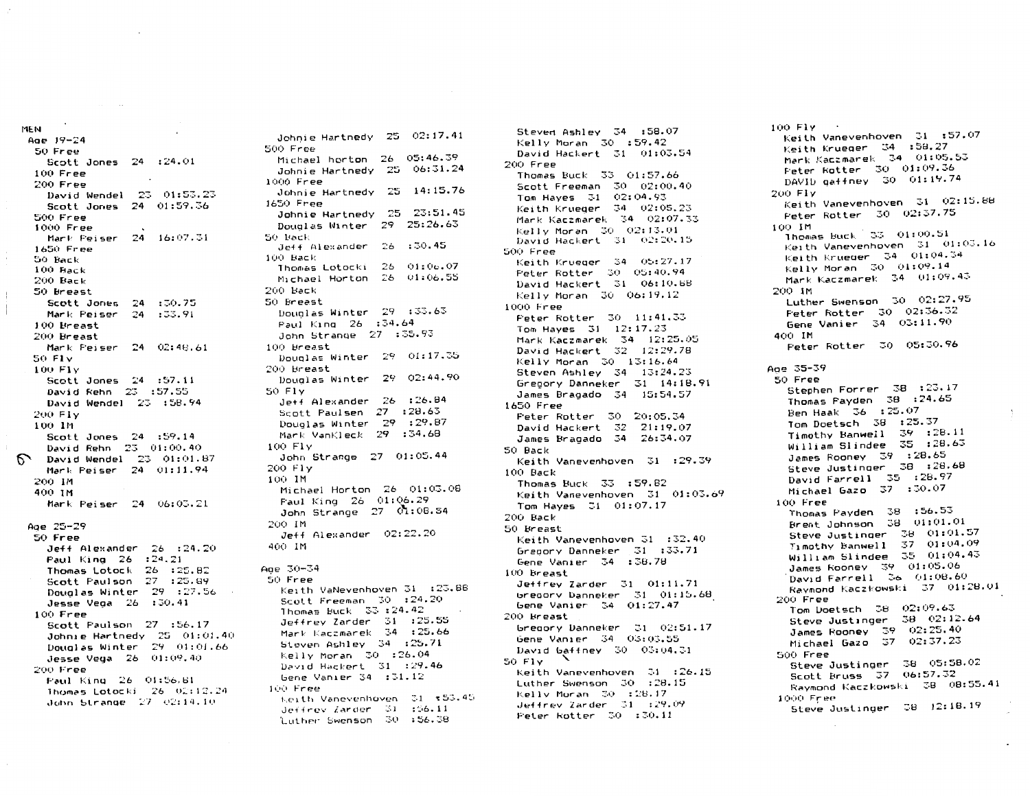MEN

Age 19-24

50 Free
Scott Jones 24 :24.01

100 Free

200 Free
David Wendel 23 01:53.23
Scott Jones 24 01:59.36

500 Free

1000 Free
Mark Peiser 24 16:07.31

1650 Free

50 Back

100 Back

200 Back

50 Breast
Scott Jones 24 :30.75
Mark Peiser 24 :33.91

100 Breast

200 Breast
Mark Peiser 24 02:48.61

50 Fly

100 Fly
Scott Jones 24 :57.11
David Rehn 23 :57.55
David Wendel 23 :58.94

200 Fly

100 IM
Scott Jones 24 :59.14
David Rehn 23 01:00.40
David Wendel 23 01:01.87
Mark Peiser 24 01:11.94

200 IM

400 IM
Mark Peiser 24 06:03.21

Age 25-29

50 Free
Jeff Alexander 26 :24.20
Paul King 26 :24.21
Thomas Lotock 26 :25.82
Scott Paulson 27 :25.89
Douglas Winter 29 :27.56
Jesse Vega 26 :30.41

100 Free
Scott Paulson 27 :56.17
Johnie Hartnedy 25 01:01.40
Douglas Winter 29 01:01.66
Jesse Vega 26 01:09.40

200 Free
Paul King 26 01:56.81
Thomas Lotocki 26 02:12.24
John Strange 27 02:14.10
Johnie Hartnedy 25 02:17.41

500 Free
Michael horton 26 05:46.39
Johnie Hartnedy 25 06:31.24

1000 Free
Johnie Hartnedy 25 14:15.76

1650 Free
Johnie Hartnedy 25 23:51.45
Douglas Winter 29 25:26.63

50 Back
Jeff Alexander 26 :30.45

100 Back
Thomas Lotocki 26 01:06.07
Michael Horton 26 01:06.55

200 Back

50 Breast
Douglas Winter 29 :33.63
Paul King 26 :34.64
John Strange 27 :35.93

100 Breast
Douglas Winter 29 01:17.35

200 Breast
Douglas Winter 29 02:44.90

50 Fly
Jeff Alexander 26 :26.84
Scott Paulsen 27 :28.63
Douglas Winter 29 :29.87
Mark VanKleck 29 :34.68

100 Fly
John Strange 27 01:05.44

200 Fly

100 IM
Michael Horton 26 01:03.08
Paul King 26 01:06.29
John Strange 27 01:08.54

200 IM
Jeff Alexander 02:22.20

400 IM

Age 30-34

50 Free
Keith VaNevenhoven 31 :23.88
Scott Freeman 30 :24.20
Thomas Buck 33 :24.42
Jeffrey Zarder 31 :25.55
Mark Kaczmarek 34 :25.66
Steven Ashley 34 :25.71
Kelly Moran 30 :26.04
David Hackert 31 :29.46
Gene Vanier 34 :31.12

100 Free
Keith Vanevenhoven 31 :53.45
Jeffrey Zarder 31 :56.11
Luther Swenson 30 :56.38
Steven Ashley 34 :58.07
Kelly Moran 30 :59.42
David Hackert 31 01:03.54

200 Free
Thomas Buck 33 01:57.66
Scott Freeman 30 02:00.40
Tom Hayes 31 02:04.93
Keith Krueger 34 02:05.23
Mark Kaczmarek 34 02:07.33
Kelly Moran 30 02:13.01
David Hackert 31 02:20.15

500 Free
Keith Krueger 34 05:27.17
Peter Rotter 30 05:40.94
David Hackert 31 06:10.68
Kelly Moran 30 06:19.12

1000 Free
Peter Rotter 30 11:41.33
Tom Hayes 31 12:17.23
Mark Kaczmarek 34 12:25.05
David Hackert 32 12:29.78
Kelly Moran 30 13:16.64
Steven Ashley 34 13:24.23
Gregory Danneker 31 14:18.91
James Bragado 34 15:54.57

1650 Free
Peter Rotter 30 20:05.34
David Hackert 32 21:19.07
James Bragado 34 26:34.07

50 Back
Keith Vanevenhoven 31 :29.39

100 Back
Thomas Buck 33 :59.82
Keith Vanevenhoven 31 01:03.69
Tom Hayes 31 01:07.17

200 Back

50 Breast
Keith Vanevenhoven 31 :32.40
Gregory Danneker 31 :33.71
Gene Vanier 34 :38.78

100 Breast
Jeffrey Zarder 31 01:11.71
Gregory Danneker 31 01:15.68
Gene Vanier 34 01:27.47

200 Breast
Gregory Danneker 31 02:51.17
Gene Vanier 34 03:03.55
David Gaffney 30 03:04.31

50 Fly
Keith Vanevenhoven 31 :26.15
Luther Swenson 30 :28.15
Kelly Moran 30 :28.17
Jeffrey Zarder 31 :29.09
Peter Rotter 30 :30.11

100 Fly
Keith Vanevenhoven 31 :57.07
Keith Krueger 34 :58.27
Mark Kaczmarek 34 01:05.53
Peter Rotter 30 01:09.36
DAVID gaffney 30 01:19.74

200 Fly
Keith Vanevenhoven 31 02:15.88
Peter Rotter 30 02:37.75

100 IM
Thomas Buck 33 01:00.51
Keith Vanevenhoven 31 01:03.16
Keith Krueger 34 01:04.34
Kelly Moran 30 01:09.14
Mark Kaczmarek 34 01:09.43

200 IM
Luther Swenson 30 02:27.95
Peter Rotter 30 02:36.32
Gene Vanier 34 03:11.90

400 IM
Peter Rotter 30 05:30.96

Age 35-39

50 Free
Stephen Forrer 38 :23.17
Thomas Payden 38 :24.65
Ben Haak 36 :25.07
Tom Doetsch 38 :25.37
Timothy Banwell 39 :28.11
William Slindee 35 :28.63
James Rooney 39 :28.65
Steve Justinger 38 :28.68
David Farrell 35 :28.97
Michael Gazo 37 :30.07

100 Free
Thomas Payden 38 :56.53
Brent Johnson 38 01:01.01
Steve Justinger 38 01:01.57
Timothy Banwell 37 01:04.09
William Slindee 35 01:04.43
James Rooney 39 01:05.06
David Farrell 36 01:08.60
Raymond Kaczkowski 37 01:28.01

200 Free
Tom Doetsch 38 02:09.63
Steve Justinger 38 02:12.64
James Rooney 39 02:25.40
Michael Gazo 37 02:37.23

500 Free
Steve Justinger 38 05:58.02
Scott Bruss 37 06:57.32
Raymond Kaczkowski 38 08:55.41

1000 Free
Steve Justinger 38 12:18.19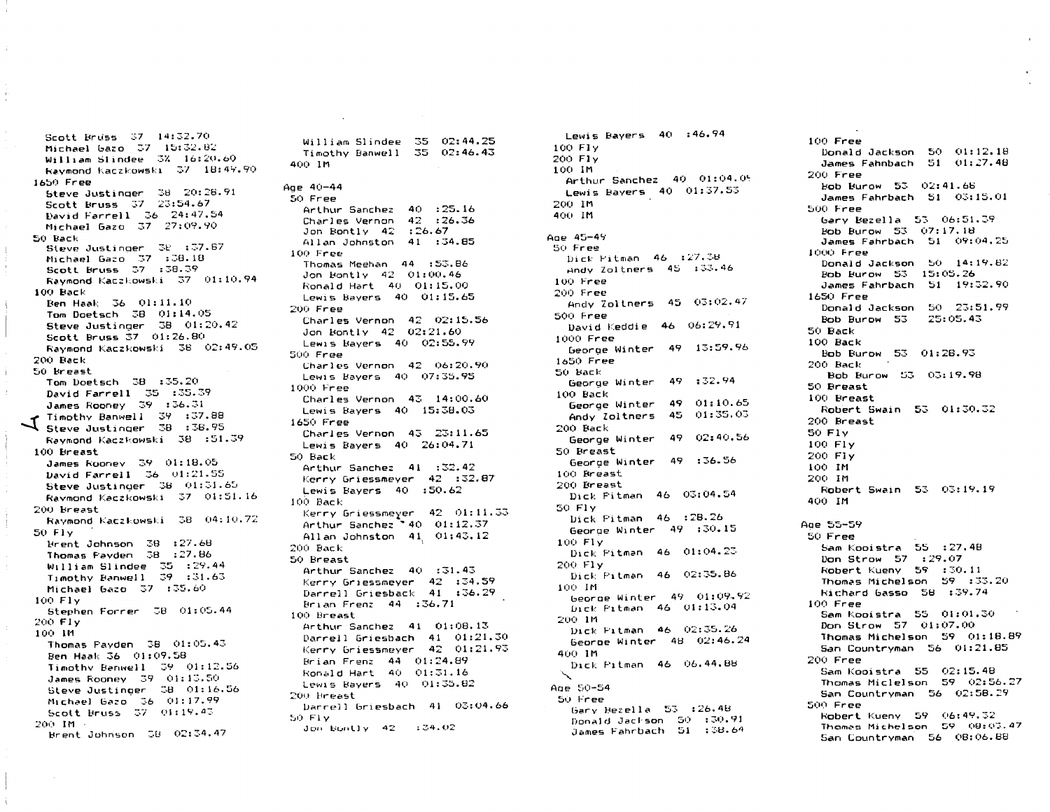Scott Bruss 37 14:32.70
Michael Gazo 37 15:32.82
William Slindee 3% 16:20.60
Raymond Kaczkowski 37 18:49.90

1650 Free
Steve Justinger 38 20:28.91
Scott Bruss 37 23:54.67
David Farrell 36 24:47.54
Michael Gazo 37 27:09.90

50 Back
Steve Justinger 38 :37.87
Michael Gazo 37 :38.18
Scott Bruss 37 :38.39
Raymond Kaczkowski 37 01:10.94

100 Back
Ben Haak 36 01:11.10
Tom Doetsch 38 01:14.05
Steve Justinger 38 01:20.42
Scott Bruss 37 01:26.80
Raymond Kaczkowski 38 02:49.05

200 Back

50 Breast
Tom Doetsch 38 :35.20
David Farrell 35 :35.39
James Rooney 39 :36.31
Timothy Banwell 39 :37.88
Steve Justinger 38 :38.95
Raymond Kaczkowski 38 :51.39

100 Breast
James Rooney 39 01:18.05
David Farrell 36 01:21.55
Steve Justinger 38 01:31.65
Raymond Kaczkowski 37 01:51.16

200 Breast
Raymond Kaczkowski 38 04:10.72

50 Fly
Brent Johnson 38 :27.68
Thomas Payden 38 :27.86
William Slindee 35 :29.44
Timothy Banwell 39 :31.63
Michael Gazo 37 :35.60

100 Fly
Stephen Forrer 38 01:05.44

200 Fly

100 IM
Thomas Payden 38 01:05.43
Ben Haak 36 01:09.58
Timothy Banwell 39 01:12.56
James Rooney 39 01:13.50
Steve Justinger 38 01:16.56
Michael Gazo 36 01:17.99
Scott Bruss 37 01:19.43

200 IM
Brent Johnson 38 02:34.47
William Slindee 35 02:44.25
Timothy Banwell 35 02:46.43

400 IM

Age 40-44

50 Free
Arthur Sanchez 40 :25.16
Charles Vernon 42 :26.36
Jon Bontly 42 :26.67
Allan Johnston 41 :34.85

100 Free
Thomas Meehan 44 :53.86
Jon Bontly 42 01:00.46
Ronald Hart 40 01:15.00
Lewis Bayers 40 01:15.65

200 Free
Charles Vernon 42 02:15.56
Jon Bontly 42 02:21.60
Lewis Bayers 40 02:55.99

500 Free
Charles Vernon 42 06:20.90
Lewis Bayers 40 07:35.95

1000 Free
Charles Vernon 43 14:00.60
Lewis Bayers 40 15:38.03

1650 Free
Charles Vernon 43 23:11.65
Lewis Bayers 40 26:04.71

50 Back
Arthur Sanchez 41 :32.42
Kerry Griessmeyer 42 :32.87
Lewis Bayers 40 :50.62

100 Back
Kerry Griessmeyer 42 01:11.33
Arthur Sanchez 40 01:12.37
Allan Johnston 41 01:43.12

200 Back

50 Breast
Arthur Sanchez 40 :31.43
Kerry Griessmeyer 42 :34.59
Darrell Griesback 41 :36.29
Brian Frenz 44 :36.71

100 Breast
Arthur Sanchez 41 01:08.13
Darrell Griesbach 41 01:21.30
Kerry Griessmeyer 42 01:21.93
Brian Frenz 44 01:24.89
Ronald Hart 40 01:31.16
Lewis Bayers 40 01:35.82

200 Breast
Darrell Griesbach 41 03:04.66

50 Fly
Jon Bontly 42 :34.02
Lewis Bayers 40 :46.94

100 Fly

200 Fly

100 IM
Arthur Sanchez 40 01:04.05
Lewis Bayers 40 01:37.53

200 IM

400 IM

Age 45-49

50 Free
Dick Pitman 46 :27.38
Andy Zoltners 45 :33.46

100 Free

200 Free
Andy Zoltners 45 03:02.47

500 Free
David Keddie 46 06:29.91

1000 Free
George Winter 49 13:59.96

1650 Free

50 Back
George Winter 49 :32.94

100 Back
George Winter 49 01:10.65
Andy Zoltners 45 01:35.03

200 Back
George Winter 49 02:40.56

50 Breast
George Winter 49 :36.56

100 Breast

200 Breast
Dick Pitman 46 03:04.54

50 Fly
Dick Pitman 46 :28.26
George Winter 49 :30.15

100 Fly
Dick Pitman 46 01:04.23

200 Fly
Dick Pitman 46 02:35.86

100 IM
George Winter 49 01:09.92
Dick Pitman 46 01:13.04

200 IM
Dick Pitman 46 02:35.26
George Winter 48 02:46.24

400 IM
Dick Pitman 46 06.44.88

Age 50-54

50 Free
Gary Bezella 53 :26.48
Donald Jackson 50 :30.91
James Fahrbach 51 :38.64

100 Free
Donald Jackson 50 01:12.18
James Fahrbach 51 01:27.48

200 Free
Bob Burow 53 02:41.66
James Fahrbach 51 03:15.01

500 Free
Gary Bezella 53 06:51.39
Bob Burow 53 07:17.18
James Fahrbach 51 09:04.25

1000 Free
Donald Jackson 50 14:19.82
Bob Burow 53 15:05.26
James Fahrbach 51 19:32.90

1650 Free
Donald Jackson 50 23:51.99
Bob Burow 53 25:05.43

50 Back

100 Back
Bob Burow 53 01:28.93

200 Back
Bob Burow 53 03:19.98

50 Breast

100 Breast
Robert Swain 53 01:30.32

200 Breast

50 Fly

100 Fly

200 Fly

100 IM

200 IM
Robert Swain 53 03:19.19

400 IM

Age 55-59

50 Free
Sam Kooistra 55 :27.48
Don Strow 57 :29.07
Robert Kueny 59 :30.11
Thomas Michelson 59 :33.20
Richard Gasso 58 :39.74

100 Free
Sam Kooistra 55 01:01.30
Don Strow 57 01:07.00
Thomas Michelson 59 01:18.89
San Countryman 56 01:21.85

200 Free
Sam Kooistra 55 02:15.48
Thomas Miclelson 59 02:56.27
San Countryman 56 02:58.29

500 Free
Robert Kueny 59 06:49.32
Thomas Michelson 59 08:03.47
San Countryman 56 08:06.88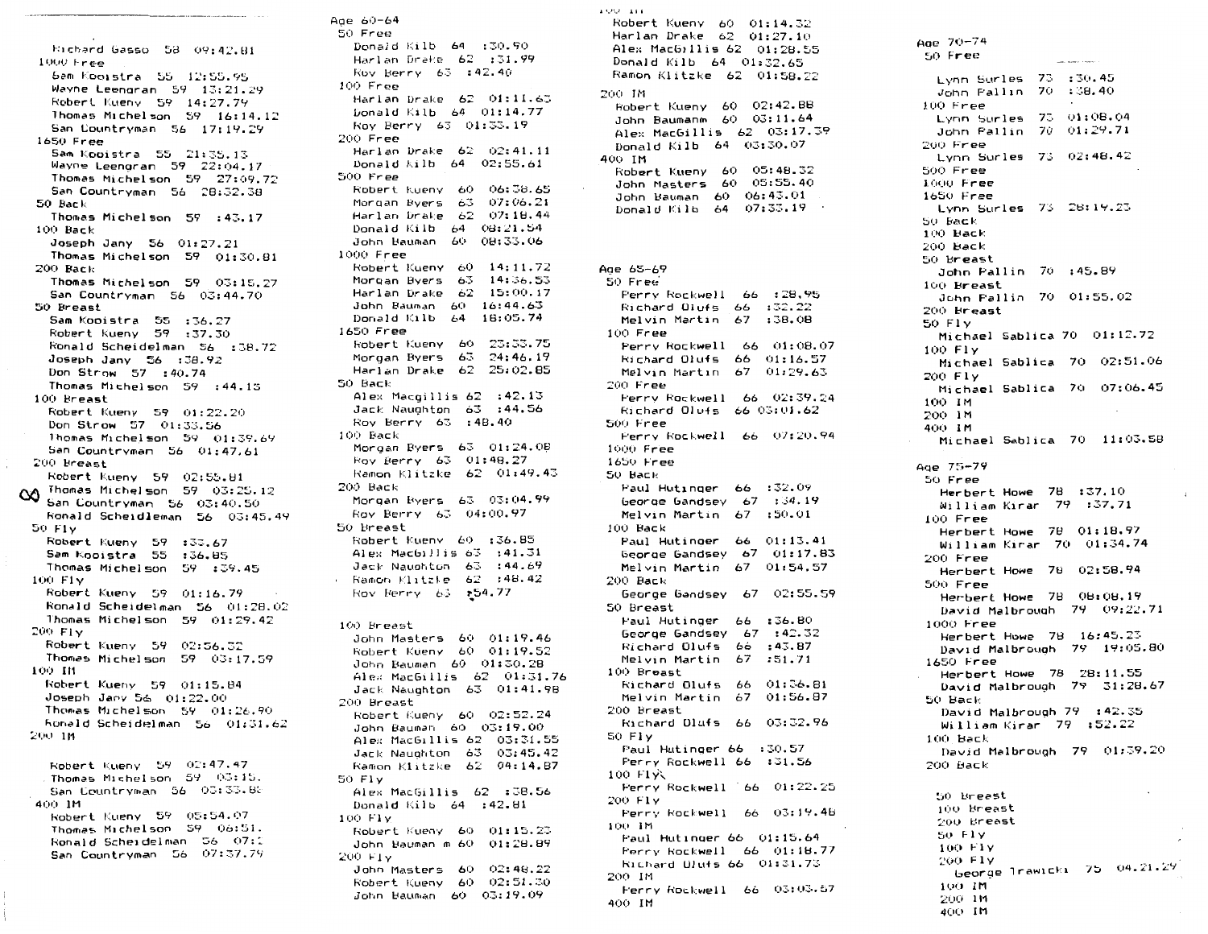Richard Gasso 58 09:42.81

1000 Free

Sam Kooistra 55 12:55.95
Wayne Leengran 59 13:21.29
Robert Kueny 59 14:27.79
Thomas Michelson 59 16:14.12
San Countryman 56 17:19.29

1650 Free

Sam Kooistra 55 21:35.13
Wayne Leengran 59 22:04.17
Thomas Michelson 59 27:09.72
San Countryman 56 28:32.38

50 Back

Thomas Michelson 59 :43.17

100 Back

Joseph Jany 56 01:27.21
Thomas Michelson 59 01:30.81

200 Back

Thomas Michelson 59 03:15.27
San Countryman 56 03:44.70

50 Breast

Sam Kooistra 55 :36.27
Robert Kueny 59 :37.30
Ronald Scheidelman 56 :38.72
Joseph Jany 56 :38.92
Don Strow 57 :40.74
Thomas Michelson 59 :44.15

100 Breast

Robert Kueny 59 01:22.20
Don Strow 57 01:33.56
Thomas Michelson 59 01:39.69
San Countryman 56 01:47.61

200 Breast

Robert Kueny 59 02:55.81
Thomas Michelson 59 03:25.12
San Countryman 56 03:40.50
Ronald Scheidleman 56 03:45.49

50 Fly

Robert Kueny 59 :33.67
Sam Kooistra 55 :36.85
Thomas Michelson 59 :39.45

100 Fly

Robert Kueny 59 01:16.79
Ronald Scheidelman 56 01:28.02
Thomas Michelson 59 01:29.42

200 Fly

Robert Kueny 59 02:56.32
Thomas Michelson 59 03:17.59

100 IM

Robert Kueny 59 01:15.84
Joseph Jany 56 01:22.00
Thomas Michelson 59 01:26.90
Ronald Scheidelman 56 01:31.62

200 IM

Robert Kueny 59 02:47.47
Thomas Michelson 59 03:15.
San Countryman 56 03:33.8

400 IM

Robert Kueny 59 05:54.07
Thomas Michelson 59 06:51.
Ronald Scheidelman 56 07:1
San Countryman 56 07:37.79

## Age 60-64

50 Free

Donald Kilb 64 :30.90
Harlan Drake 62 :31.99
Roy Berry 63 :42.40

100 Free

Harlan Drake 62 01:11.63
Donald Kilb 64 01:14.77
Roy Berry 63 01:33.19

200 Free

Harlan Drake 62 02:41.11
Donald Kilb 64 02:55.61

500 Free

Robert Kueny 60 06:38.65
Morgan Byers 63 07:06.21
Harlan Drake 62 07:18.44
Donald Kilb 64 08:21.54
John Bauman 60 08:33.06

1000 Free

Robert Kueny 60 14:11.72
Morgan Byers 63 14:36.53
Harlan Drake 62 15:00.17
John Bauman 60 16:44.63
Donald Kilb 64 18:05.74

1650 Free

Robert Kueny 60 23:33.75
Morgan Byers 63 24:46.19
Harlan Drake 62 25:02.85

50 Back

Alex Macgillis 62 :42.13
Jack Naughton 63 :44.56
Roy Berry 63 :48.40

100 Back

Morgan Byers 63 01:24.08
Roy Berry 63 01:48.27
Ramon Klitzke 62 01:49.43

200 Back

Morgan Byers 63 03:04.99
Roy Berry 63 04:00.97

50 Breast

Robert Kueny 60 :36.85
Alex MacGillis 63 :41.31
Jack Naughton 63 :44.69
Ramon Klitzke 62 :48.42
Roy Berry 63 :54.77

100 Breast

John Masters 60 01:19.46
Robert Kueny 60 01:19.52
John Bauman 60 01:30.28
Alex MacGillis 62 01:31.76
Jack Naughton 63 01:41.98

200 Breast

Robert Kueny 60 02:52.24
John Bauman 60 03:19.00
Alex MacGillis 62 03:31.55
Jack Naughton 63 03:45.42
Ramon Klitzke 62 04:14.87

50 Fly

Alex MacGillis 62 :38.56
Donald Kilb 64 :42.81

100 Fly

Robert Kueny 60 01:15.23
John Bauman m 60 01:28.89

200 Fly

John Masters 60 02:48.22
Robert Kueny 60 02:51.30
John Bauman 60 03:19.09

100 IM

Robert Kueny 60 01:14.32
Harlan Drake 62 01:27.10
Alex MacGillis 62 01:28.55
Donald Kilb 64 01:32.65
Ramon Klitzke 62 01:58.22

200 IM

Robert Kueny 60 02:42.88
John Baumann 60 03:11.64
Alex MacGillis 62 03:17.39
Donald Kilb 64 03:30.07

400 IM

Robert Kueny 60 05:48.32
John Masters 60 05:55.40
John Bauman 60 06:43.01
Donald Kilb 64 07:33.19

## Age 65-69

50 Free

Perry Rockwell 66 :28.95
Richard Olufs 66 :32.22
Melvin Martin 67 :38.08

100 Free

Perry Rockwell 66 01:08.07
Richard Olufs 66 01:16.57
Melvin Martin 67 01:29.63

200 Free

Perry Rockwell 66 02:39.24
Richard Olufs 66 03:01.62

500 Free

Perry Rockwell 66 07:20.94

1000 Free

1650 Free

50 Back

Paul Hutinger 66 :32.09
George Gandsey 67 :34.19
Melvin Martin 67 :50.01

100 Back

Paul Hutinger 66 01:13.41
George Gandsey 67 01:17.83
Melvin Martin 67 01:54.57

200 Back

George Gandsey 67 02:55.59

50 Breast

Paul Hutinger 66 :36.80
George Gandsey 67 :42.32
Richard Olufs 66 :43.87
Melvin Martin 67 :51.71

100 Breast

Richard Olufs 66 01:36.81
Melvin Martin 67 01:56.87

200 Breast

Richard Olufs 66 03:32.96

50 Fly

Paul Hutinger 66 :30.57
Perry Rockwell 66 :31.56

100 Fly

Perry Rockwell 66 01:22.25

200 Fly

Perry Rockwell 66 03:19.48

100 IM

Paul Hutinger 66 01:15.64
Perry Rockwell 66 01:18.77
Richard Olufs 66 01:31.73

200 IM

Perry Rockwell 66 03:03.57

400 IM

## Age 70-74

50 Free

Lynn Surles 73 :30.45
John Pallin 70 :38.40

100 Free

Lynn Surles 73 01:08.04
John Pallin 70 01:29.71

200 Free

Lynn Surles 73 02:48.42

500 Free

1000 Free

1650 Free

Lynn Surles 73 28:19.23

50 Back

100 Back

200 Back

50 Breast

John Pallin 70 :45.89

100 Breast

John Pallin 70 01:55.02

200 Breast

50 Fly

Michael Sablica 70 01:12.72

100 Fly

Michael Sablica 70 02:51.06

200 Fly

Michael Sablica 70 07:06.45

100 IM

200 IM

400 IM

Michael Sablica 70 11:03.58

## Age 75-79

50 Free

Herbert Howe 78 :37.10
William Kirar 79 :37.71

100 Free

Herbert Howe 78 01:18.97
William Kirar 70 01:34.74

200 Free

Herbert Howe 78 02:58.94

500 Free

Herbert Howe 78 08:08.19
David Malbrough 79 09:22.71

1000 Free

Herbert Howe 78 16:45.23
David Malbrough 79 19:05.80

1650 Free

Herbert Howe 78 28:11.55
David Malbrough 79 31:28.67

50 Back

David Malbrough 79 :42.35
William Kirar 79 :52.22

100 Back

David Malbrough 79 01:39.20

200 Back

50 Breast

100 Breast

200 Breast

50 Fly

100 Fly

200 Fly

George Trawicki 75 04.21.29

100 IM

200 IM

400 IM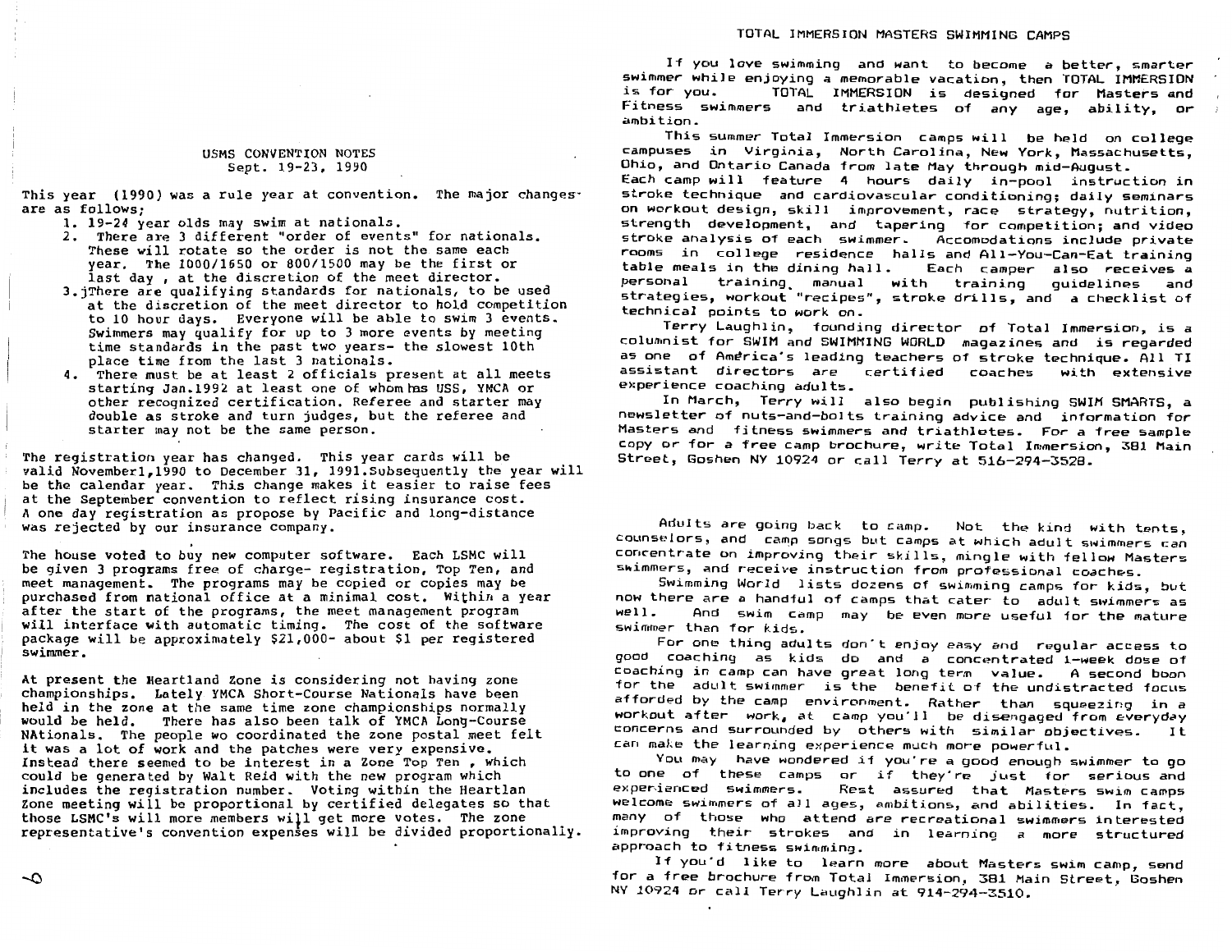## USMS CONVENTION NOTES
Sept. 19-23, 1990

This year (1990) was a rule year at convention. The major changes are as follows;

1. 19-24 year olds may swim at nationals.
2. There are 3 different "order of events" for nationals. These will rotate so the order is not the same each year. The 1000/1650 or 800/1500 may be the first or last day, at the discretion of the meet director.
3. jThere are qualifying standards for nationals, to be used at the discretion of the meet director to hold competition to 10 hour days. Everyone will be able to swim 3 events. Swimmers may qualify for up to 3 more events by meeting time standards in the past two years- the slowest 10th place time from the last 3 nationals.
4. There must be at least 2 officials present at all meets starting Jan.1992 at least one of whom has USS, YMCA or other recognized certification. Referee and starter may double as stroke and turn judges, but the referee and starter may not be the same person.

The registration year has changed. This year cards will be valid November1,1990 to December 31, 1991.Subsequently the year will be the calendar year. This change makes it easier to raise fees at the September convention to reflect rising insurance cost. A one day registration as propose by Pacific and long-distance was rejected by our insurance company.

The house voted to buy new computer software. Each LSMC will be given 3 programs free of charge- registration, Top Ten, and meet management. The programs may be copied or copies may be purchased from national office at a minimal cost. Within a year after the start of the programs, the meet management program will interface with automatic timing. The cost of the software package will be approximately $21,000- about $1 per registered swimmer.

At present the Heartland Zone is considering not having zone championships. Lately YMCA Short-Course Nationals have been held in the zone at the same time zone championships normally would be held. There has also been talk of YMCA Long-Course NAtionals. The people wo coordinated the zone postal meet felt it was a lot of work and the patches were very expensive. Instead there seemed to be interest in a Zone Top Ten , which could be generated by Walt Reid with the new program which includes the registration number. Voting within the Heartlan Zone meeting will be proportional by certified delegates so that those LSMC's will more members will get more votes. The zone representative's convention expenses will be divided proportionally.

## TOTAL IMMERSION MASTERS SWIMMING CAMPS

If you love swimming and want to become a better, smarter swimmer while enjoying a memorable vacation, then TOTAL IMMERSION is for you. TOTAL IMMERSION is designed for Masters and Fitness swimmers and triathletes of any age, ability, or ambition.

This summer Total Immersion camps will be held on college campuses in Virginia, North Carolina, New York, Massachusetts, Ohio, and Ontario Canada from late May through mid-August. Each camp will feature 4 hours daily in-pool instruction in stroke technique and cardiovascular conditioning; daily seminars on workout design, skill improvement, race strategy, nutrition, strength development, and tapering for competition; and video stroke analysis of each swimmer. Accomodations include private rooms in college residence halls and All-You-Can-Eat training table meals in the dining hall. Each camper also receives a personal training manual with training guidelines and strategies, workout "recipes", stroke drills, and a checklist of technical points to work on.

Terry Laughlin, founding director of Total Immersion, is a columnist for SWIM and SWIMMING WORLD magazines and is regarded as one of América's leading teachers of stroke technique. All TI assistant directors are certified coaches with extensive experience coaching adults.

In March, Terry will also begin publishing SWIM SMARTS, a newsletter of nuts-and-bolts training advice and information for Masters and fitness swimmers and triathletes. For a free sample copy or for a free camp brochure, write Total Immersion, 381 Main Street, Goshen NY 10924 or call Terry at 516-294-3528.

Adults are going back to camp. Not the kind with tents, counselors, and camp songs but camps at which adult swimmers can concentrate on improving their skills, mingle with fellow Masters swimmers, and receive instruction from professional coaches.

Swimming World lists dozens of swimming camps for kids, but now there are a handful of camps that cater to adult swimmers as well. And swim camp may be even more useful for the mature swimmer than for kids.

For one thing adults don't enjoy easy and regular access to good coaching as kids do and a concentrated 1-week dose of coaching in camp can have great long term value. A second boon for the adult swimmer is the benefit of the undistracted focus afforded by the camp environment. Rather than squeezing in a workout after work, at camp you'll be disengaged from everyday concerns and surrounded by others with similar objectives. It can make the learning experience much more powerful.

You may have wondered if you're a good enough swimmer to go to one of these camps or if they're just for serious and experienced swimmers. Rest assured that Masters swim camps welcome swimmers of all ages, ambitions, and abilities. In fact, many of those who attend are recreational swimmers interested improving their strokes and in learning a more structured approach to fitness swimming.

If you'd like to learn more about Masters swim camp, send for a free brochure from Total Immersion, 381 Main Street, Goshen NY 10924 or call Terry Laughlin at 914-294-3510.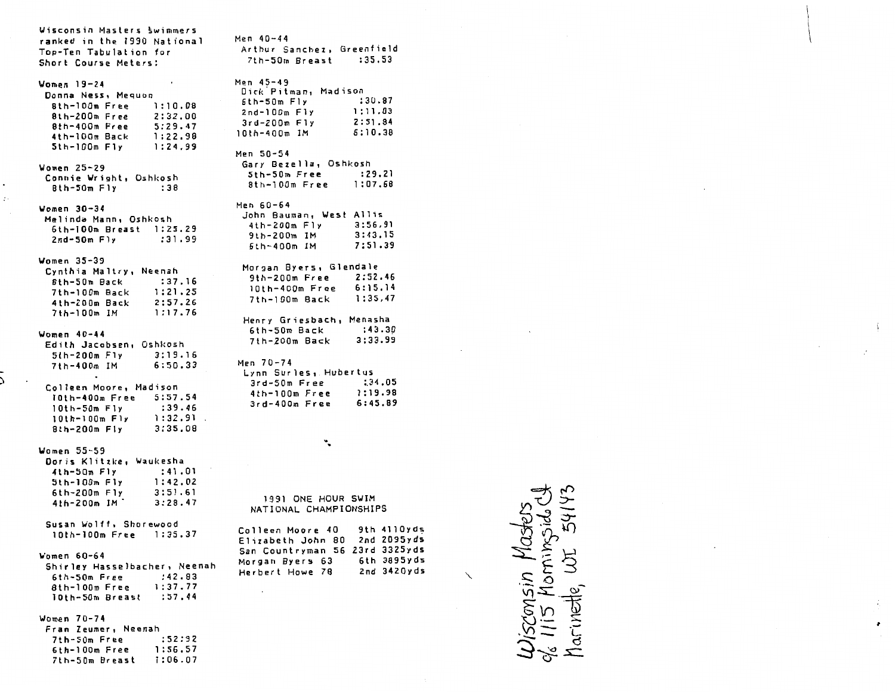Wisconsin Masters Swimmers ranked in the 1990 National Top-Ten Tabulation for Short Course Meters:

**Women 19-24**
Donna Ness, Mequon
- 8th-100m Free 1:10.08
- 8th-200m Free 2:32.00
- 8th-400m Free 5:29.47
- 4th-100m Back 1:22.98
- 5th-100m Fly 1:24.99

**Women 25-29**
Connie Wright, Oshkosh
- 8th-50m Fly :38

**Women 30-34**
Melinda Mann, Oshkosh
- 6th-100m Breast 1:25.29
- 2nd-50m Fly :31.99

**Women 35-39**
Cynthia Maltry, Neenah
- 8th-50m Back :37.16
- 7th-100m Back 1:21.25
- 4th-200m Back 2:57.26
- 7th-100m IM 1:17.76

**Women 40-44**
Edith Jacobsen, Oshkosh
- 5th-200m Fly 3:19.16
- 7th-400m IM 6:50.33

Colleen Moore, Madison
- 10th-400m Free 5:57.54
- 10th-50m Fly :39.46
- 10th-100m Fly 1:32.91
- 8th-200m Fly 3:35.08

**Women 55-59**
Doris Klitzke, Waukesha
- 4th-50m Fly :41.01
- 5th-100m Fly 1:42.02
- 6th-200m Fly 3:51.61
- 4th-200m IM 3:28.47

Susan Wolff, Shorewood
- 10th-100m Free 1:35.37

**Women 60-64**
Shirley Hasselbacher, Neenah
- 6th-50m Free :42.83
- 8th-100m Free 1:37.77
- 10th-50m Breast :57.44

**Women 70-74**
Fran Zeumer, Neenah
- 7th-50m Free :52:92
- 6th-100m Free 1:56.57
- 7th-50m Breast 1:06.07

**Men 40-44**
Arthur Sanchez, Greenfield
- 7th-50m Breast :35.53

**Men 45-49**
Dick Pitman, Madison
- 6th-50m Fly :30.87
- 2nd-100m Fly 1:11.03
- 3rd-200m Fly 2:51.84
- 10th-400m IM 6:10.38

**Men 50-54**
Gary Bezella, Oshkosh
- 5th-50m Free :29.21
- 8th-100m Free 1:07.68

**Men 60-64**
John Bauman, West Allis
- 4th-200m Fly 3:56.91
- 9th-200m IM 3:43.15
- 6th-400m IM 7:51.39

Morgan Byers, Glendale
- 9th-200m Free 2:52.46
- 10th-400m Free 6:15.14
- 7th-100m Back 1:35.47

Henry Griesbach, Menasha
- 6th-50m Back :43.30
- 7th-200m Back 3:33.99

**Men 70-74**
Lynn Surles, Hubertus
- 3rd-50m Free :34.05
- 4th-100m Free 1:19.98
- 3rd-400m Free 6:45.89

## 1991 ONE HOUR SWIM NATIONAL CHAMPIONSHIPS

| | | | |
|---|---|---|---|
| Colleen Moore | 40 | 9th | 4110yds |
| Elizabeth John | 80 | 2nd | 2095yds |
| San Countryman | 56 | 23rd | 3325yds |
| Morgan Byers | 63 | 6th | 3895yds |
| Herbert Howe | 78 | 2nd | 3420yds |

Wisconsin Masters
c/o 1115 Morningside Ct
Marinette, WI 54143